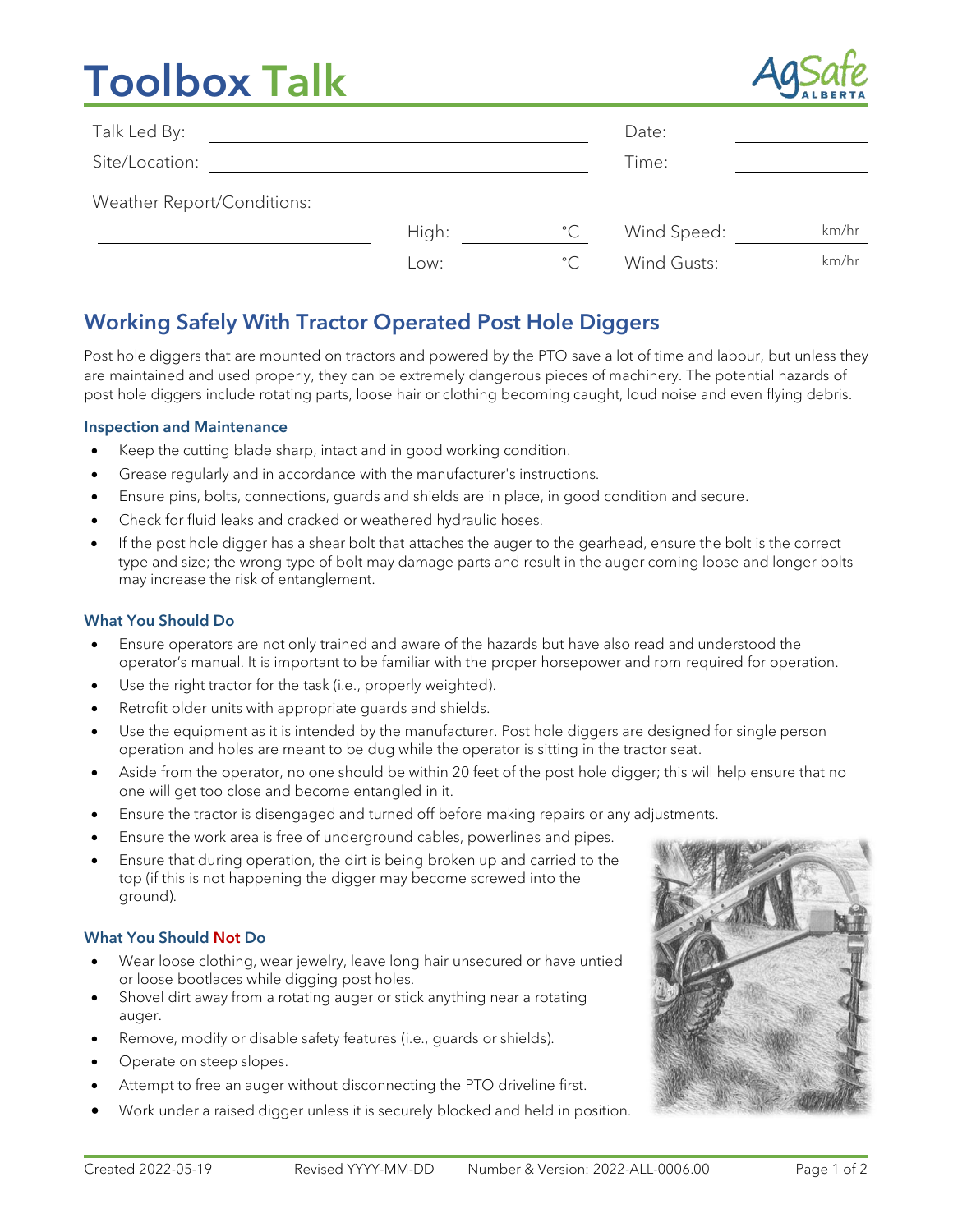# Toolbox Talk

AgSafe ALBERTA

| | | | | |
|---|---|---|---|---|
| Talk Led By: | | | Date: | |
| Site/Location: | | | Time: | |
| Weather Report/Conditions: | | | | |
| | High: | °C | Wind Speed: | km/hr |
| | Low: | °C | Wind Gusts: | km/hr |

## Working Safely With Tractor Operated Post Hole Diggers

Post hole diggers that are mounted on tractors and powered by the PTO save a lot of time and labour, but unless they are maintained and used properly, they can be extremely dangerous pieces of machinery. The potential hazards of post hole diggers include rotating parts, loose hair or clothing becoming caught, loud noise and even flying debris.

### Inspection and Maintenance

- Keep the cutting blade sharp, intact and in good working condition.
- Grease regularly and in accordance with the manufacturer's instructions.
- Ensure pins, bolts, connections, guards and shields are in place, in good condition and secure.
- Check for fluid leaks and cracked or weathered hydraulic hoses.
- If the post hole digger has a shear bolt that attaches the auger to the gearhead, ensure the bolt is the correct type and size; the wrong type of bolt may damage parts and result in the auger coming loose and longer bolts may increase the risk of entanglement.

### What You Should Do

- Ensure operators are not only trained and aware of the hazards but have also read and understood the operator's manual. It is important to be familiar with the proper horsepower and rpm required for operation.
- Use the right tractor for the task (i.e., properly weighted).
- Retrofit older units with appropriate guards and shields.
- Use the equipment as it is intended by the manufacturer. Post hole diggers are designed for single person operation and holes are meant to be dug while the operator is sitting in the tractor seat.
- Aside from the operator, no one should be within 20 feet of the post hole digger; this will help ensure that no one will get too close and become entangled in it.
- Ensure the tractor is disengaged and turned off before making repairs or any adjustments.
- Ensure the work area is free of underground cables, powerlines and pipes.
- Ensure that during operation, the dirt is being broken up and carried to the top (if this is not happening the digger may become screwed into the ground).

### What You Should Not Do

- Wear loose clothing, wear jewelry, leave long hair unsecured or have untied or loose bootlaces while digging post holes.
- Shovel dirt away from a rotating auger or stick anything near a rotating auger.
- Remove, modify or disable safety features (i.e., guards or shields).
- Operate on steep slopes.
- Attempt to free an auger without disconnecting the PTO driveline first.
- Work under a raised digger unless it is securely blocked and held in position.

Created 2022-05-19 Revised YYYY-MM-DD Number & Version: 2022-ALL-0006.00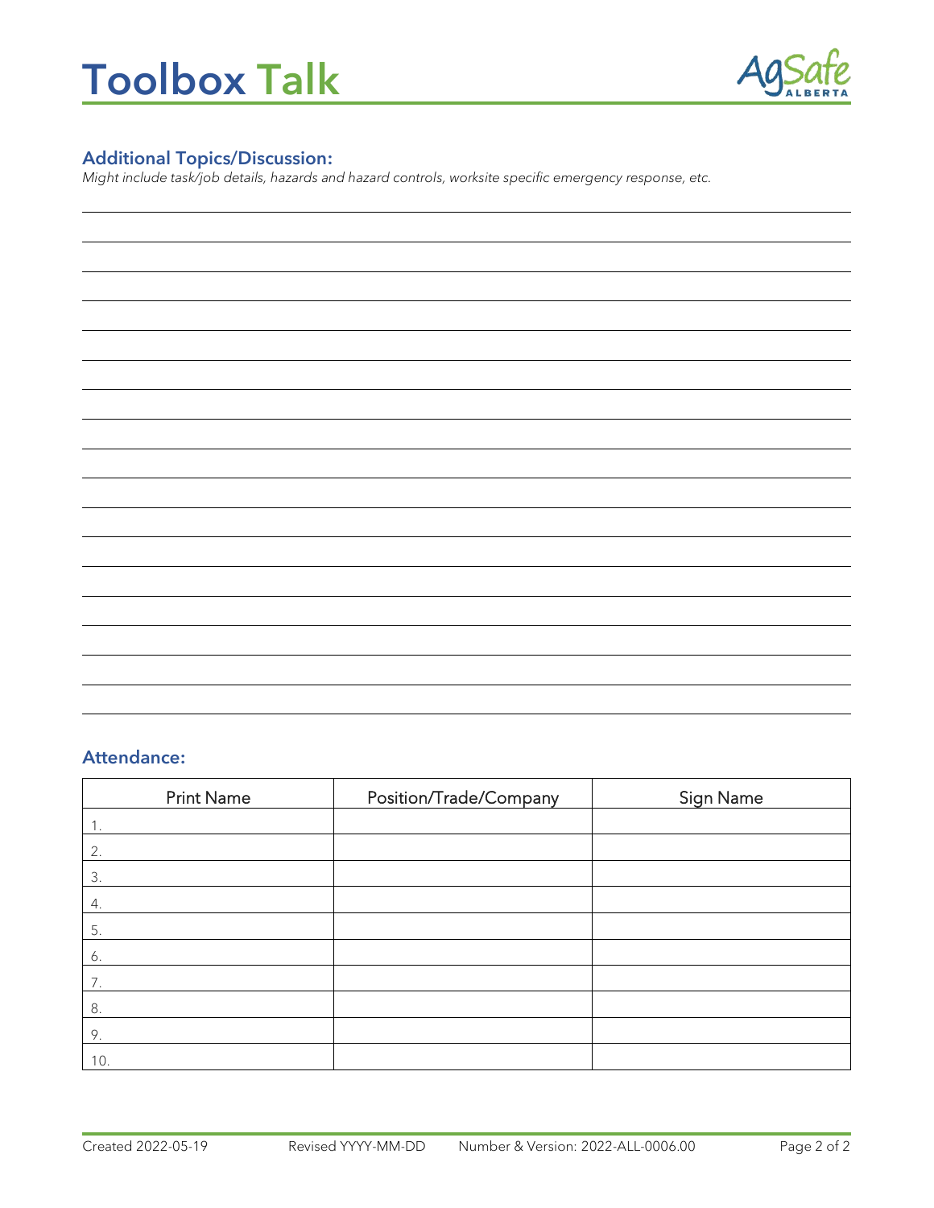# Toolbox Talk

## Additional Topics/Discussion:

*Might include task/job details, hazards and hazard controls, worksite specific emergency response, etc.*

## Attendance:

| Print Name | Position/Trade/Company | Sign Name |
|---|---|---|
| 1. | | |
| 2. | | |
| 3. | | |
| 4. | | |
| 5. | | |
| 6. | | |
| 7. | | |
| 8. | | |
| 9. | | |
| 10. | | |

Created 2022-05-19 Revised YYYY-MM-DD Number & Version: 2022-ALL-0006.00